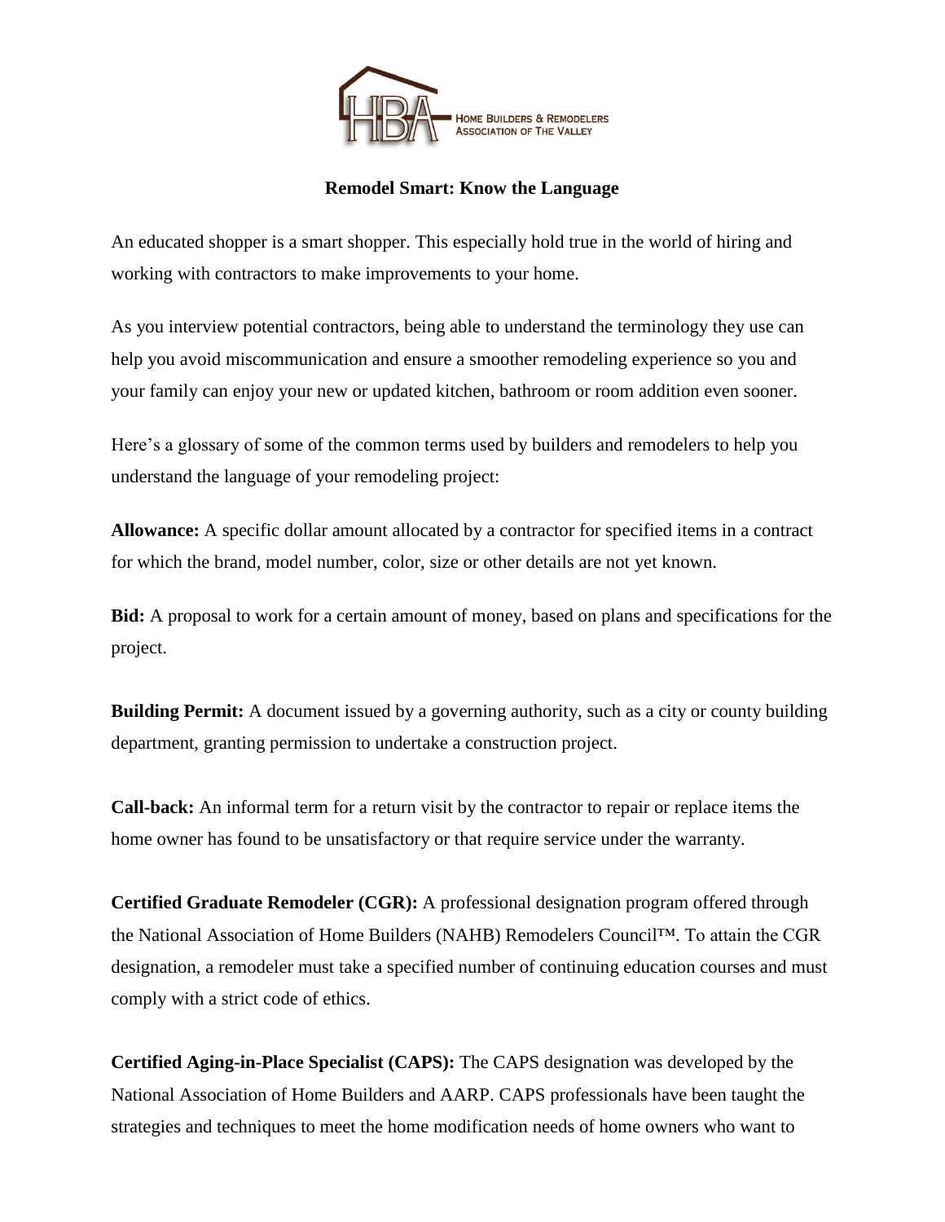HOME BUILDERS & REMODELERS ASSOCIATION OF THE VALLEY

**Remodel Smart: Know the Language**

An educated shopper is a smart shopper. This especially hold true in the world of hiring and working with contractors to make improvements to your home.

As you interview potential contractors, being able to understand the terminology they use can help you avoid miscommunication and ensure a smoother remodeling experience so you and your family can enjoy your new or updated kitchen, bathroom or room addition even sooner.

Here's a glossary of some of the common terms used by builders and remodelers to help you understand the language of your remodeling project:

**Allowance:** A specific dollar amount allocated by a contractor for specified items in a contract for which the brand, model number, color, size or other details are not yet known.

**Bid:** A proposal to work for a certain amount of money, based on plans and specifications for the project.

**Building Permit:** A document issued by a governing authority, such as a city or county building department, granting permission to undertake a construction project.

**Call-back:** An informal term for a return visit by the contractor to repair or replace items the home owner has found to be unsatisfactory or that require service under the warranty.

**Certified Graduate Remodeler (CGR):** A professional designation program offered through the National Association of Home Builders (NAHB) Remodelers Council™. To attain the CGR designation, a remodeler must take a specified number of continuing education courses and must comply with a strict code of ethics.

**Certified Aging-in-Place Specialist (CAPS):** The CAPS designation was developed by the National Association of Home Builders and AARP. CAPS professionals have been taught the strategies and techniques to meet the home modification needs of home owners who want to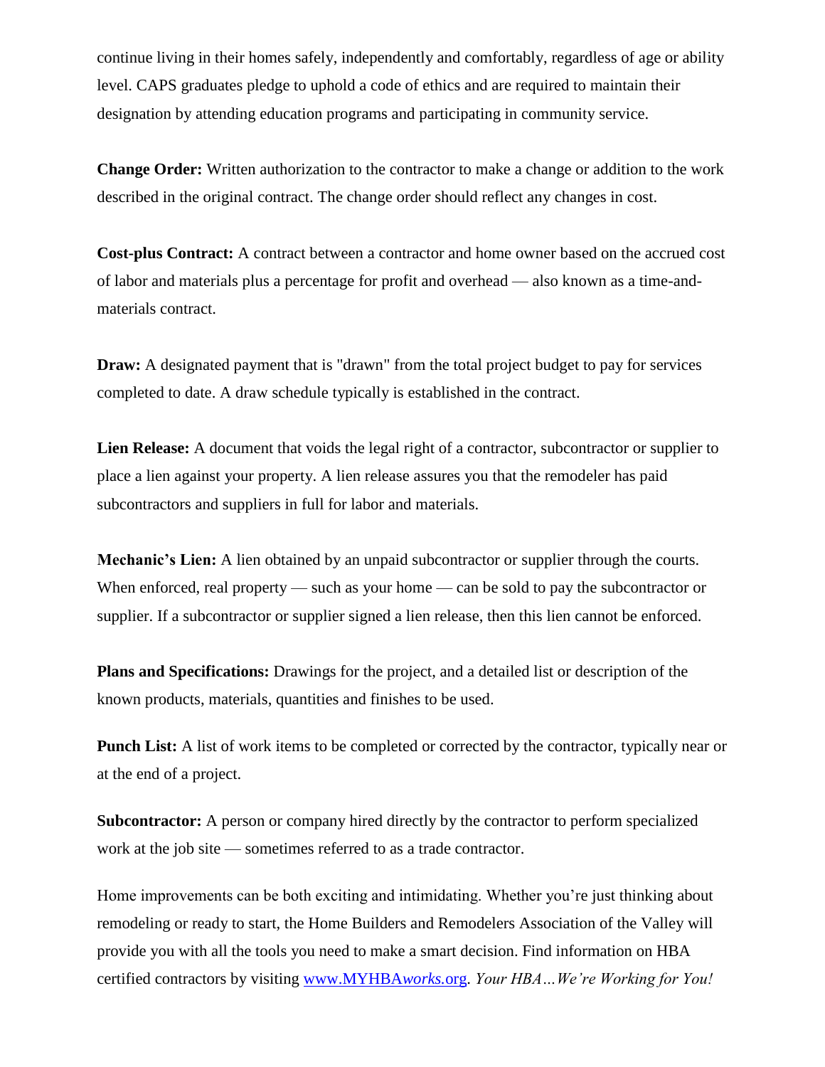continue living in their homes safely, independently and comfortably, regardless of age or ability level. CAPS graduates pledge to uphold a code of ethics and are required to maintain their designation by attending education programs and participating in community service.

**Change Order:** Written authorization to the contractor to make a change or addition to the work described in the original contract. The change order should reflect any changes in cost.

**Cost-plus Contract:** A contract between a contractor and home owner based on the accrued cost of labor and materials plus a percentage for profit and overhead — also known as a time-and-materials contract.

**Draw:** A designated payment that is "drawn" from the total project budget to pay for services completed to date. A draw schedule typically is established in the contract.

**Lien Release:** A document that voids the legal right of a contractor, subcontractor or supplier to place a lien against your property. A lien release assures you that the remodeler has paid subcontractors and suppliers in full for labor and materials.

**Mechanic's Lien:** A lien obtained by an unpaid subcontractor or supplier through the courts. When enforced, real property — such as your home — can be sold to pay the subcontractor or supplier. If a subcontractor or supplier signed a lien release, then this lien cannot be enforced.

**Plans and Specifications:** Drawings for the project, and a detailed list or description of the known products, materials, quantities and finishes to be used.

**Punch List:** A list of work items to be completed or corrected by the contractor, typically near or at the end of a project.

**Subcontractor:** A person or company hired directly by the contractor to perform specialized work at the job site — sometimes referred to as a trade contractor.

Home improvements can be both exciting and intimidating. Whether you're just thinking about remodeling or ready to start, the Home Builders and Remodelers Association of the Valley will provide you with all the tools you need to make a smart decision. Find information on HBA certified contractors by visiting www.MYHBA*works*.org. *Your HBA…We're Working for You!*